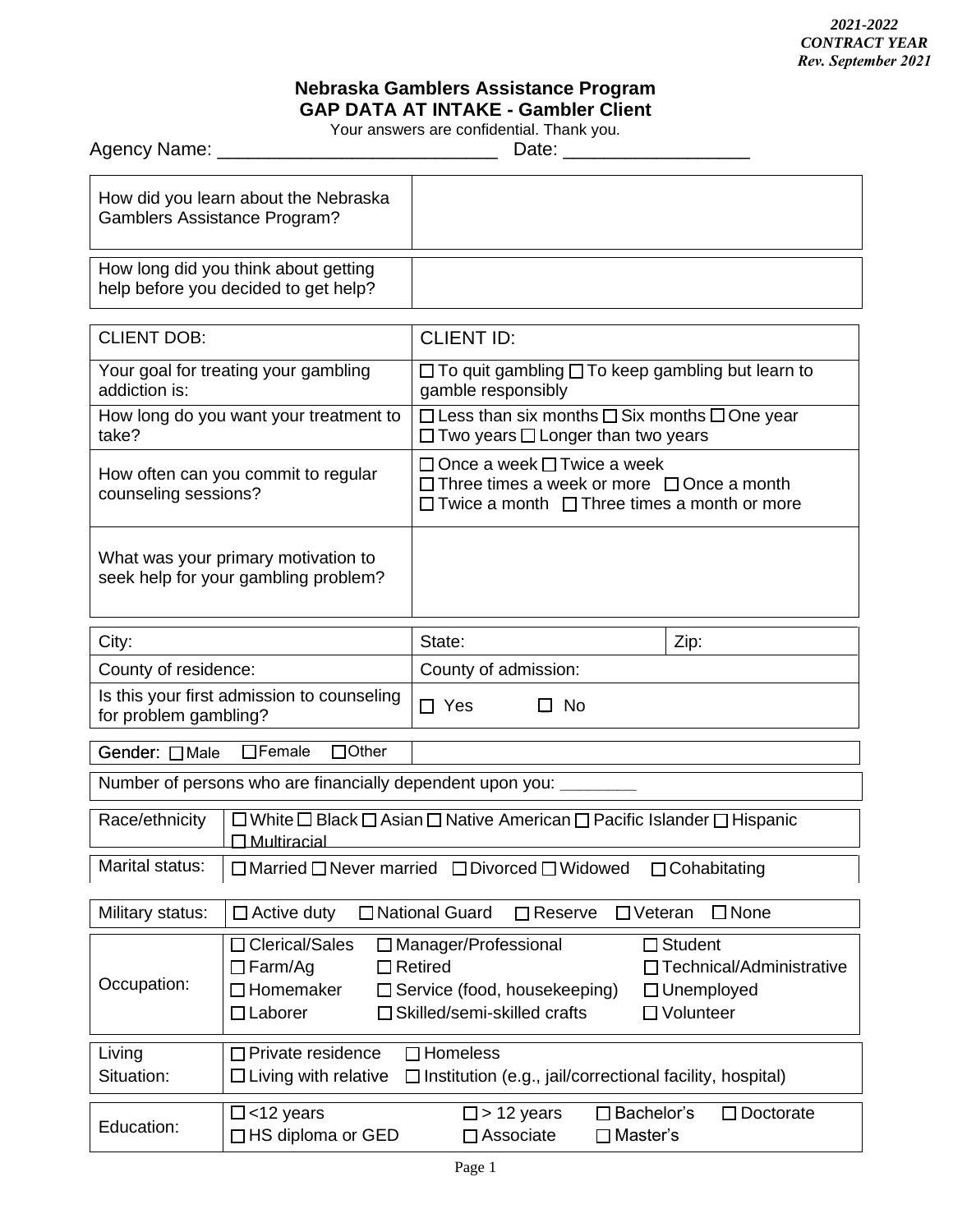*2021-2022*
*CONTRACT YEAR*
*Rev. September 2021*

## Nebraska Gamblers Assistance Program
## GAP DATA AT INTAKE - Gambler Client

Your answers are confidential. Thank you.

Agency Name: ___________________________ Date: __________________

| | |
|---|---|
| How did you learn about the Nebraska Gamblers Assistance Program? | |

| | |
|---|---|
| How long did you think about getting help before you decided to get help? | |

| | |
|---|---|
| CLIENT DOB: | CLIENT ID: |
| Your goal for treating your gambling addiction is: | ☐ To quit gambling ☐ To keep gambling but learn to gamble responsibly |
| How long do you want your treatment to take? | ☐ Less than six months ☐ Six months ☐ One year ☐ Two years ☐ Longer than two years |
| How often can you commit to regular counseling sessions? | ☐ Once a week ☐ Twice a week ☐ Three times a week or more ☐ Once a month ☐ Twice a month ☐ Three times a month or more |
| What was your primary motivation to seek help for your gambling problem? | |

| | | |
|---|---|---|
| City: | State: | Zip: |
| County of residence: | County of admission: | |
| Is this your first admission to counseling for problem gambling? | ☐ Yes ☐ No | |

| | |
|---|---|
| Gender: ☐ Male ☐ Female ☐ Other | |

Number of persons who are financially dependent upon you: ________

| | |
|---|---|
| Race/ethnicity | ☐ White ☐ Black ☐ Asian ☐ Native American ☐ Pacific Islander ☐ Hispanic ☐ Multiracial |

| | |
|---|---|
| Marital status: | ☐ Married ☐ Never married ☐ Divorced ☐ Widowed ☐ Cohabitating |

| | |
|---|---|
| Military status: | ☐ Active duty ☐ National Guard ☐ Reserve ☐ Veteran ☐ None |

| | | | |
|---|---|---|---|
| Occupation: | ☐ Clerical/Sales | ☐ Manager/Professional | ☐ Student |
| | ☐ Farm/Ag | ☐ Retired | ☐ Technical/Administrative |
| | ☐ Homemaker | ☐ Service (food, housekeeping) | ☐ Unemployed |
| | ☐ Laborer | ☐ Skilled/semi-skilled crafts | ☐ Volunteer |

| | | |
|---|---|---|
| Living Situation: | ☐ Private residence | ☐ Homeless |
| | ☐ Living with relative | ☐ Institution (e.g., jail/correctional facility, hospital) |

| | | | | |
|---|---|---|---|---|
| Education: | ☐ <12 years | ☐ > 12 years | ☐ Bachelor's | ☐ Doctorate |
| | ☐ HS diploma or GED | ☐ Associate | ☐ Master's | |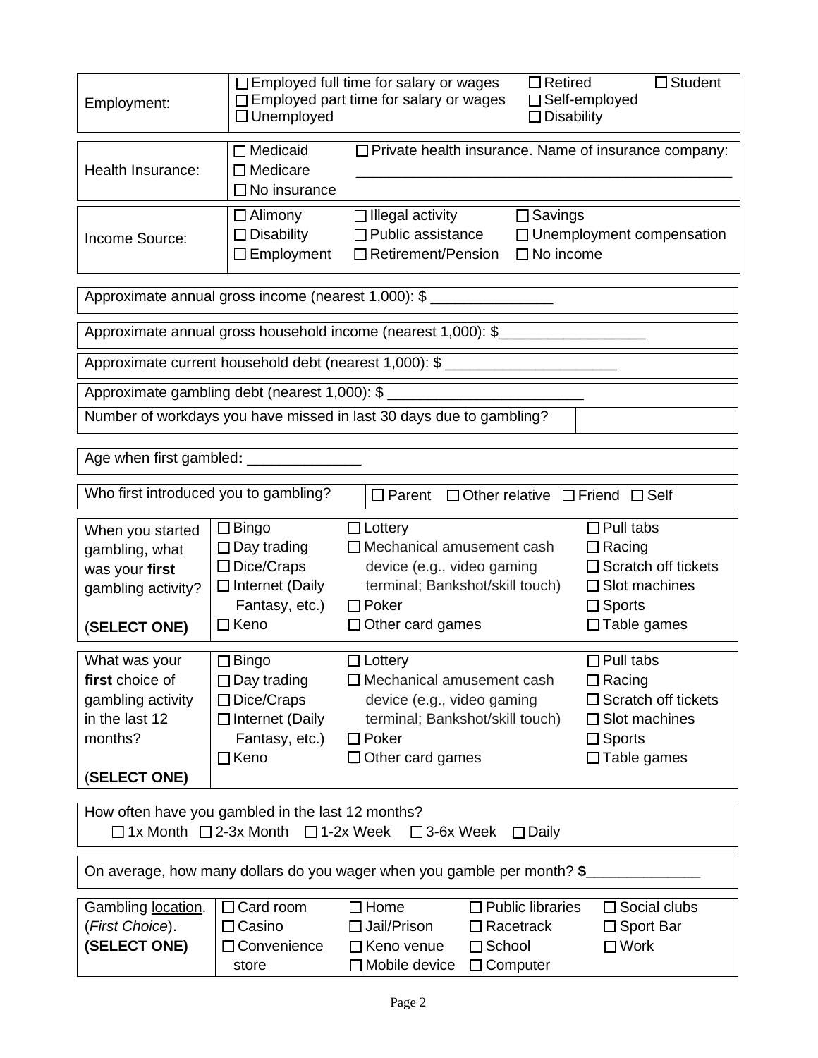| Employment: | ☐ Employed full time for salary or wages<br>☐ Employed part time for salary or wages<br>☐ Unemployed | ☐ Retired<br>☐ Self-employed<br>☐ Disability | ☐ Student |
|---|---|---|---|

| Health Insurance: | ☐ Medicaid<br>☐ Medicare<br>☐ No insurance | ☐ Private health insurance. Name of insurance company: ______________________________________________ |
|---|---|---|

| Income Source: | ☐ Alimony<br>☐ Disability<br>☐ Employment | ☐ Illegal activity<br>☐ Public assistance<br>☐ Retirement/Pension | ☐ Savings<br>☐ Unemployment compensation<br>☐ No income |
|---|---|---|---|

Approximate annual gross income (nearest 1,000): $ _______________

Approximate annual gross household income (nearest 1,000): $__________________

Approximate current household debt (nearest 1,000): $ _____________________

Approximate gambling debt (nearest 1,000): $ ________________________

| Number of workdays you have missed in last 30 days due to gambling? | |
|---|---|

Age when first gambled**:** ______________

| Who first introduced you to gambling? | ☐ Parent ☐ Other relative ☐ Friend ☐ Self |
|---|---|

| When you started gambling, what was your **first** gambling activity?<br><br>(**SELECT ONE)** | ☐ Bingo<br>☐ Day trading<br>☐ Dice/Craps<br>☐ Internet (Daily Fantasy, etc.)<br>☐ Keno | ☐ Lottery<br>☐ Mechanical amusement cash device (e.g., video gaming terminal; Bankshot/skill touch)<br>☐ Poker<br>☐ Other card games | ☐ Pull tabs<br>☐ Racing<br>☐ Scratch off tickets<br>☐ Slot machines<br>☐ Sports<br>☐ Table games |
|---|---|---|---|

| What was your **first** choice of gambling activity in the last 12 months?<br><br>(**SELECT ONE)** | ☐ Bingo<br>☐ Day trading<br>☐ Dice/Craps<br>☐ Internet (Daily Fantasy, etc.)<br>☐ Keno | ☐ Lottery<br>☐ Mechanical amusement cash device (e.g., video gaming terminal; Bankshot/skill touch)<br>☐ Poker<br>☐ Other card games | ☐ Pull tabs<br>☐ Racing<br>☐ Scratch off tickets<br>☐ Slot machines<br>☐ Sports<br>☐ Table games |
|---|---|---|---|

How often have you gambled in the last 12 months?
☐ 1x Month ☐ 2-3x Month ☐ 1-2x Week ☐ 3-6x Week ☐ Daily

On average, how many dollars do you wager when you gamble per month? **$**______________

| Gambling location. (*First Choice*). **(SELECT ONE)** | ☐ Card room<br>☐ Casino<br>☐ Convenience store | ☐ Home<br>☐ Jail/Prison<br>☐ Keno venue<br>☐ Mobile device | ☐ Public libraries<br>☐ Racetrack<br>☐ School<br>☐ Computer | ☐ Social clubs<br>☐ Sport Bar<br>☐ Work |
|---|---|---|---|---|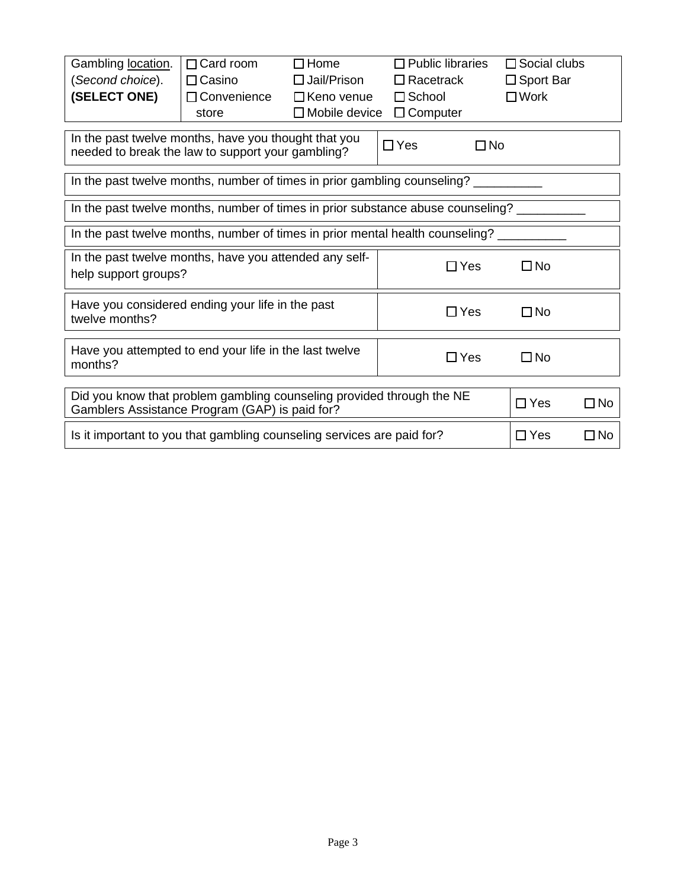| Gambling location. (*Second choice*). **(SELECT ONE)** | ☐ Card room | ☐ Home | ☐ Public libraries | ☐ Social clubs |
|---|---|---|---|---|
| | ☐ Casino | ☐ Jail/Prison | ☐ Racetrack | ☐ Sport Bar |
| | ☐ Convenience store | ☐ Keno venue | ☐ School | ☐ Work |
| | | ☐ Mobile device | ☐ Computer | |

| In the past twelve months, have you thought that you needed to break the law to support your gambling? | ☐ Yes | ☐ No |
|---|---|---|

In the past twelve months, number of times in prior gambling counseling? __________

In the past twelve months, number of times in prior substance abuse counseling? __________

In the past twelve months, number of times in prior mental health counseling? __________

| In the past twelve months, have you attended any self-help support groups? | ☐ Yes | ☐ No |
|---|---|---|
| Have you considered ending your life in the past twelve months? | ☐ Yes | ☐ No |
| Have you attempted to end your life in the last twelve months? | ☐ Yes | ☐ No |
| Did you know that problem gambling counseling provided through the NE Gamblers Assistance Program (GAP) is paid for? | ☐ Yes | ☐ No |
| Is it important to you that gambling counseling services are paid for? | ☐ Yes | ☐ No |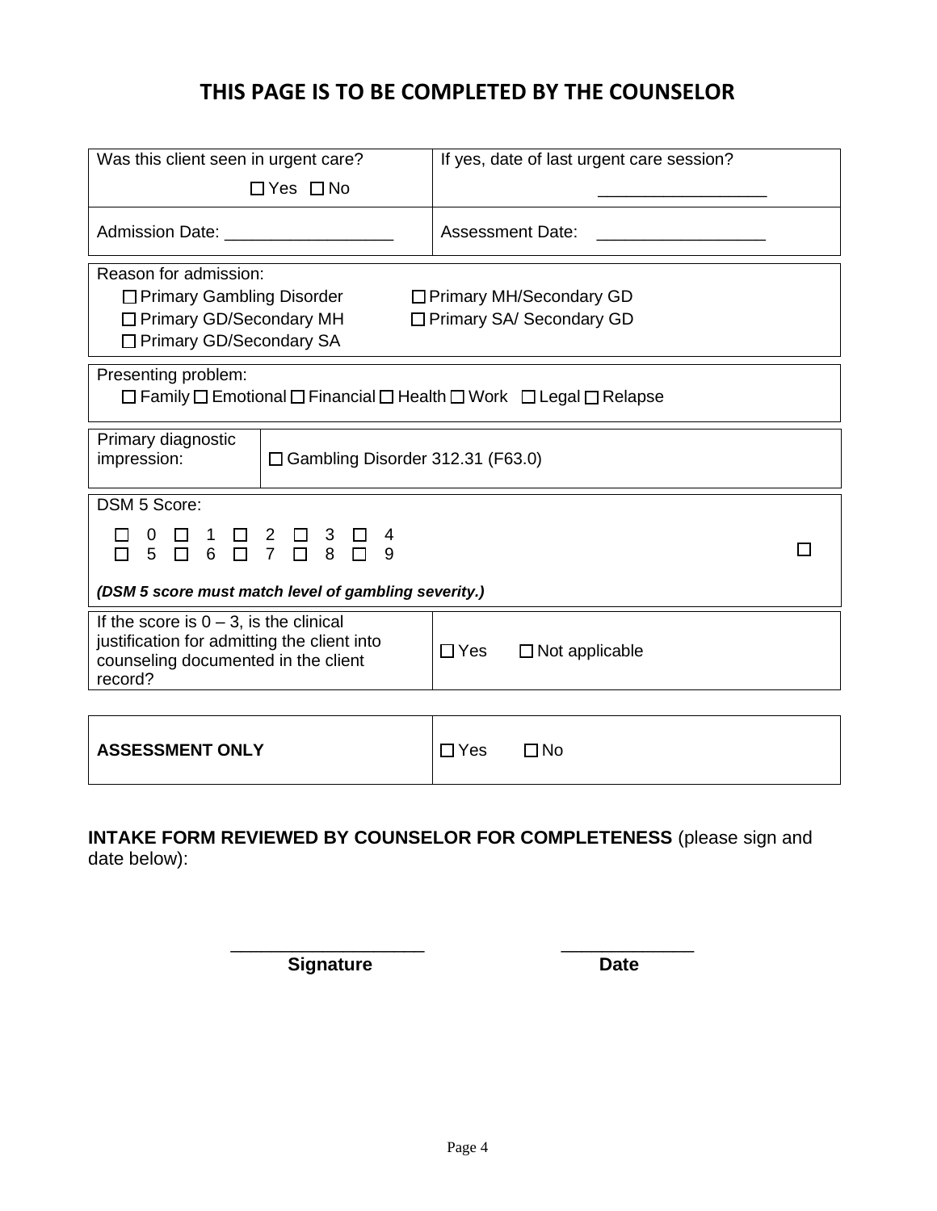# THIS PAGE IS TO BE COMPLETED BY THE COUNSELOR

| | |
|---|---|
| Was this client seen in urgent care?<br>☐ Yes ☐ No | If yes, date of last urgent care session?<br>_________________ |
| Admission Date: _________________ | Assessment Date: _________________ |

Reason for admission:

☐ Primary Gambling Disorder ☐ Primary MH/Secondary GD
☐ Primary GD/Secondary MH ☐ Primary SA/ Secondary GD
☐ Primary GD/Secondary SA

Presenting problem:

☐ Family ☐ Emotional ☐ Financial ☐ Health ☐ Work ☐ Legal ☐ Relapse

| | |
|---|---|
| Primary diagnostic impression: | ☐ Gambling Disorder 312.31 (F63.0) |

DSM 5 Score:

☐ 0 ☐ 1 ☐ 2 ☐ 3 ☐ 4
☐ 5 ☐ 6 ☐ 7 ☐ 8 ☐ 9 ☐

***(DSM 5 score must match level of gambling severity.)***

| | |
|---|---|
| If the score is 0 – 3, is the clinical justification for admitting the client into counseling documented in the client record? | ☐ Yes ☐ Not applicable |

| | |
|---|---|
| **ASSESSMENT ONLY** | ☐ Yes ☐ No |

**INTAKE FORM REVIEWED BY COUNSELOR FOR COMPLETENESS** (please sign and date below):

___________________ _____________
**Signature** **Date**